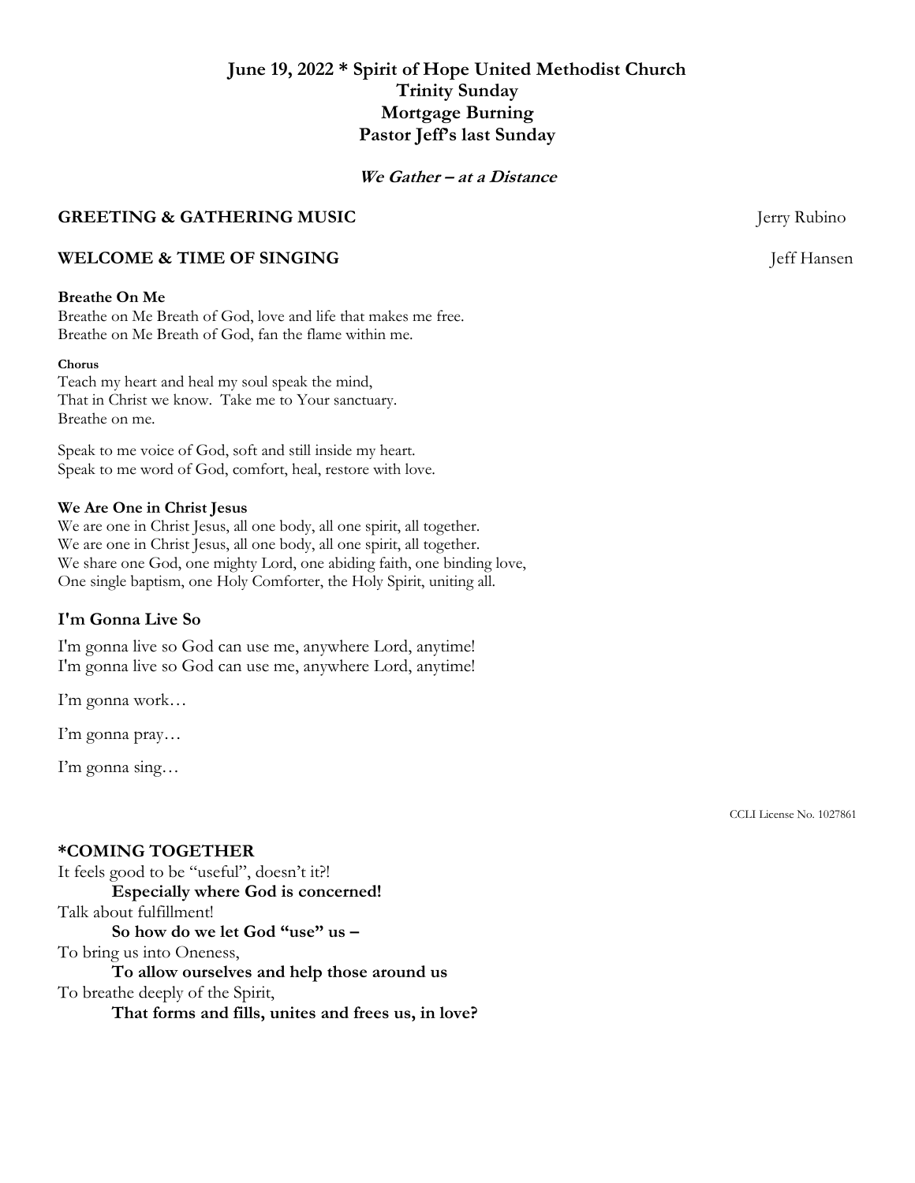# June 19, 2022 * Spirit of Hope United Methodist Church
# Trinity Sunday
# Mortgage Burning
# Pastor Jeff's last Sunday

***We Gather – at a Distance***

**GREETING & GATHERING MUSIC** Jerry Rubino

**WELCOME & TIME OF SINGING** Jeff Hansen

**Breathe On Me**

Breathe on Me Breath of God, love and life that makes me free.
Breathe on Me Breath of God, fan the flame within me.

**Chorus**

Teach my heart and heal my soul speak the mind,
That in Christ we know. Take me to Your sanctuary.
Breathe on me.

Speak to me voice of God, soft and still inside my heart.
Speak to me word of God, comfort, heal, restore with love.

**We Are One in Christ Jesus**

We are one in Christ Jesus, all one body, all one spirit, all together.
We are one in Christ Jesus, all one body, all one spirit, all together.
We share one God, one mighty Lord, one abiding faith, one binding love,
One single baptism, one Holy Comforter, the Holy Spirit, uniting all.

**I'm Gonna Live So**

I'm gonna live so God can use me, anywhere Lord, anytime!
I'm gonna live so God can use me, anywhere Lord, anytime!

I'm gonna work…

I'm gonna pray…

I'm gonna sing…

CCLI License No. 1027861

**\*COMING TOGETHER**

It feels good to be "useful", doesn't it?!
**Especially where God is concerned!**
Talk about fulfillment!
**So how do we let God "use" us –**
To bring us into Oneness,
**To allow ourselves and help those around us**
To breathe deeply of the Spirit,
**That forms and fills, unites and frees us, in love?**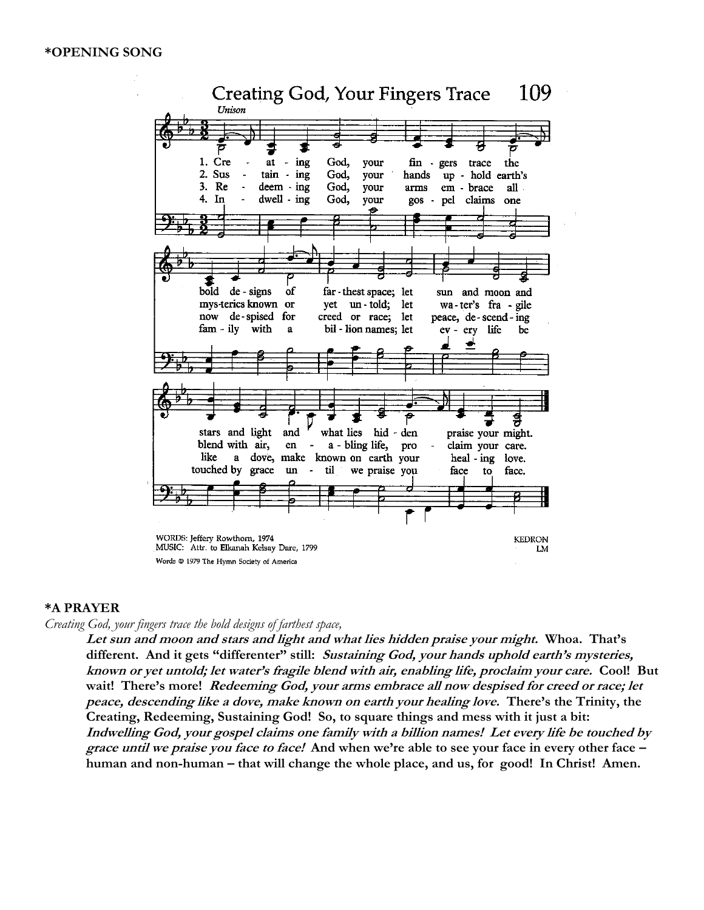**\*OPENING SONG**

## Creating God, Your Fingers Trace 109

*Unison*

1. Cre - at - ing God, your fin - gers trace the bold de - signs of far - thest space; let sun and moon and stars and light and what lies hid - den praise your might.
2. Sus - tain - ing God, your hands up - hold earth's mys-teries known or yet un - told; let wa - ter's fra - gile blend with air, en - a - bling life, pro - claim your care.
3. Re - deem - ing God, your arms em - brace all now de - spised for creed or race; let peace, de - scend - ing like a dove, make known on earth your heal - ing love.
4. In - dwell - ing God, your gos - pel claims one fam - ily with a bil - lion names; let ev - ery life be touched by grace un - til we praise you face to face.

WORDS: Jeffery Rowthorn, 1974
MUSIC: Attr. to Elkanah Kelsay Dare, 1799

KEDRON
LM

Words © 1979 The Hymn Society of America

**\*A PRAYER**

*Creating God, your fingers trace the bold designs of farthest space,*

***Let sun and moon and stars and light and what lies hidden praise your might.*** **Whoa. That's different. And it gets "differenter" still:** ***Sustaining God, your hands uphold earth's mysteries, known or yet untold; let water's fragile blend with air, enabling life, proclaim your care.*** **Cool! But wait! There's more!** ***Redeeming God, your arms embrace all now despised for creed or race; let peace, descending like a dove, make known on earth your healing love.*** **There's the Trinity, the Creating, Redeeming, Sustaining God! So, to square things and mess with it just a bit:** ***Indwelling God, your gospel claims one family with a billion names! Let every life be touched by grace until we praise you face to face!*** **And when we're able to see your face in every other face – human and non-human – that will change the whole place, and us, for good! In Christ! Amen.**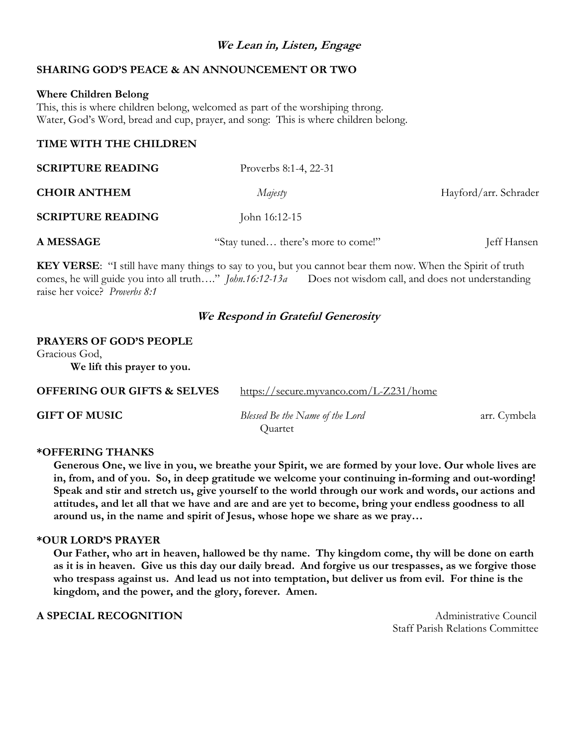## *We Lean in, Listen, Engage*

**SHARING GOD'S PEACE & AN ANNOUNCEMENT OR TWO**

**Where Children Belong**
This, this is where children belong, welcomed as part of the worshiping throng.
Water, God's Word, bread and cup, prayer, and song: This is where children belong.

**TIME WITH THE CHILDREN**

**SCRIPTURE READING** Proverbs 8:1-4, 22-31

**CHOIR ANTHEM** *Majesty* Hayford/arr. Schrader

**SCRIPTURE READING** John 16:12-15

**A MESSAGE** "Stay tuned… there's more to come!" Jeff Hansen

**KEY VERSE**: "I still have many things to say to you, but you cannot bear them now. When the Spirit of truth comes, he will guide you into all truth…." *John.16:12-13a* Does not wisdom call, and does not understanding raise her voice? *Proverbs 8:1*

## *We Respond in Grateful Generosity*

**PRAYERS OF GOD'S PEOPLE**
Gracious God,
**We lift this prayer to you.**

**OFFERING OUR GIFTS & SELVES** https://secure.myvanco.com/L-Z231/home

**GIFT OF MUSIC** *Blessed Be the Name of the Lord* arr. Cymbela
Quartet

**\*OFFERING THANKS**
**Generous One, we live in you, we breathe your Spirit, we are formed by your love. Our whole lives are in, from, and of you. So, in deep gratitude we welcome your continuing in-forming and out-wording! Speak and stir and stretch us, give yourself to the world through our work and words, our actions and attitudes, and let all that we have and are and are yet to become, bring your endless goodness to all around us, in the name and spirit of Jesus, whose hope we share as we pray…**

**\*OUR LORD'S PRAYER**
**Our Father, who art in heaven, hallowed be thy name. Thy kingdom come, thy will be done on earth as it is in heaven. Give us this day our daily bread. And forgive us our trespasses, as we forgive those who trespass against us. And lead us not into temptation, but deliver us from evil. For thine is the kingdom, and the power, and the glory, forever. Amen.**

**A SPECIAL RECOGNITION** Administrative Council
Staff Parish Relations Committee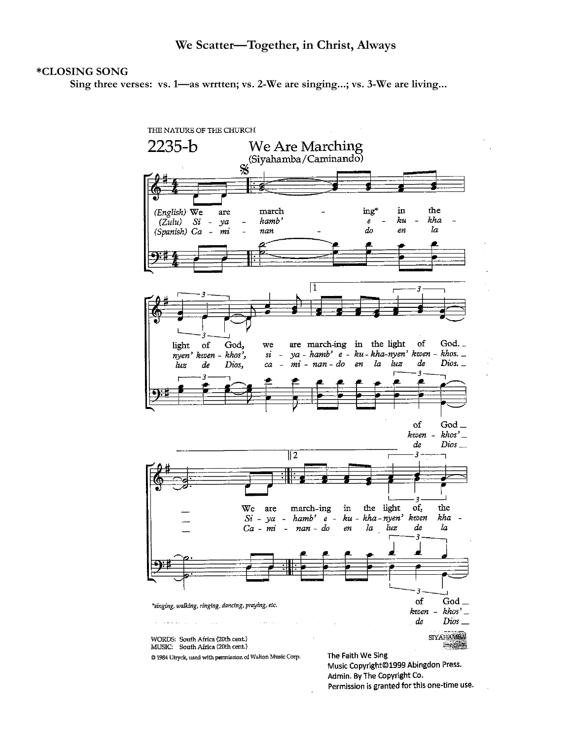# We Scatter—Together, in Christ, Always

**\*CLOSING SONG**
**Sing three verses: vs. 1—as wrrtten; vs. 2-We are singing...; vs. 3-We are living...**

THE NATURE OF THE CHURCH

**2235-b** **We Are Marching**
(Siyahamba/Caminando)

(English) We are marching* in the light of God, we are marching in the light of God. of God
(Zulu) Si - ya - hamb' e - ku - kha - nyen' kwen - khos', si - ya - hamb' e - ku - kha - nyen' kwen - khos. kwen - khos'
(Spanish) Ca - mi - nan - do en la luz de Dios, ca - mi - nan - do en la luz de Dios. de Dios

We are march-ing in the light of, the of God
Si - ya - hamb' e - ku - kha - nyen' kwen kha - kwen - khos'
Ca - mi - nan - do en la luz de la de Dios

*singing, walking, ringing, dancing, praying, etc.

WORDS: South Africa (20th cent.)
MUSIC: South Africa (20th cent.)
© 1984 Utryck, used with permission of Walton Music Corp.

SIYAHAMBA
Irregular

The Faith We Sing
Music Copyright©1999 Abingdon Press.
Admin. By The Copyright Co.
Permission is granted for this one-time use.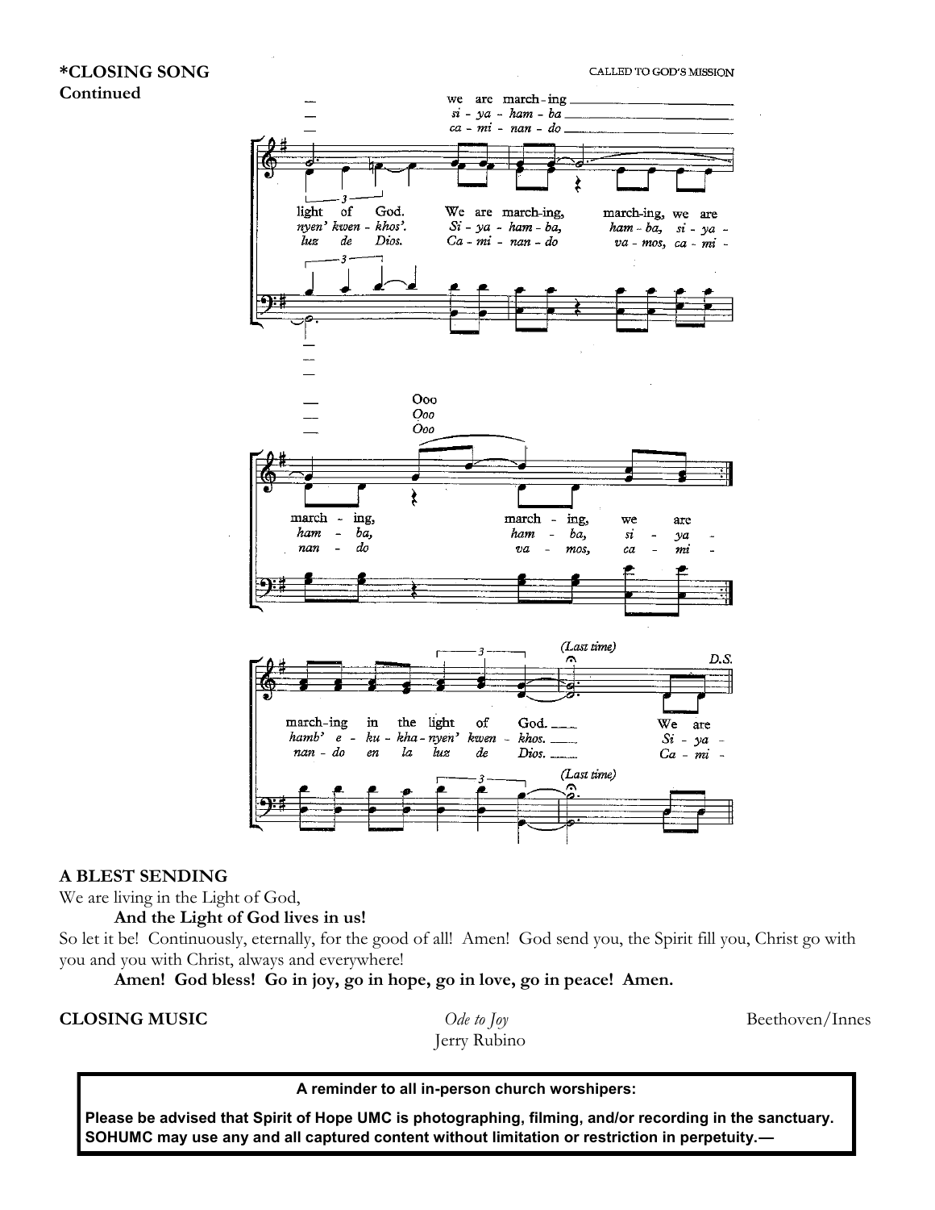**\*CLOSING SONG**
**Continued**

## A BLEST SENDING

We are living in the Light of God,

**And the Light of God lives in us!**

So let it be! Continuously, eternally, for the good of all! Amen! God send you, the Spirit fill you, Christ go with you and you with Christ, always and everywhere!

**Amen! God bless! Go in joy, go in hope, go in love, go in peace! Amen.**

**CLOSING MUSIC** *Ode to Joy* Beethoven/Innes
Jerry Rubino

**A reminder to all in-person church worshipers:**

**Please be advised that Spirit of Hope UMC is photographing, filming, and/or recording in the sanctuary. SOHUMC may use any and all captured content without limitation or restriction in perpetuity.—**